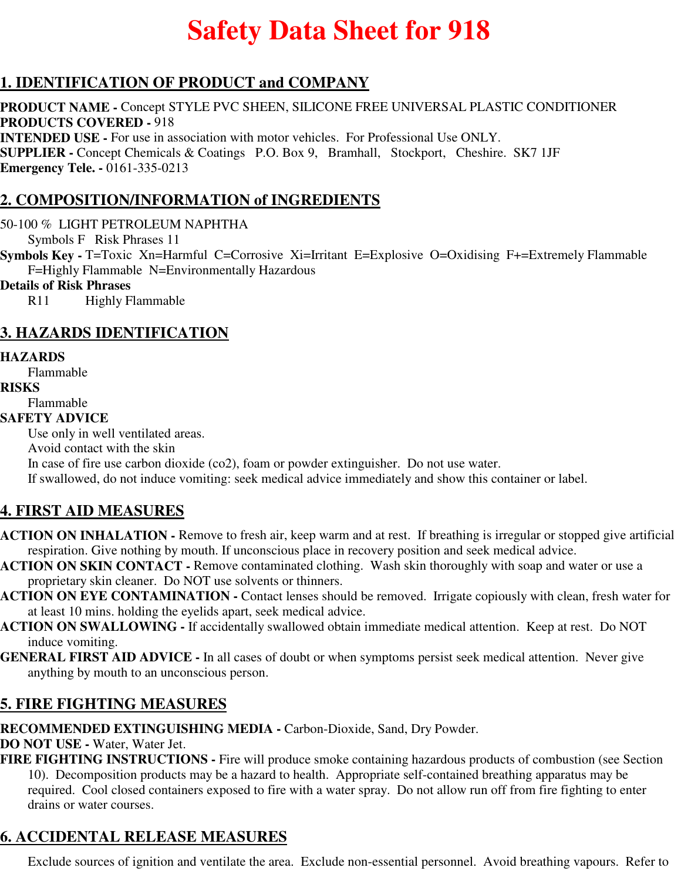# Safety Data Sheet for 918

## 1. IDENTIFICATION OF PRODUCT and COMPANY

**PRODUCT NAME -** Concept STYLE PVC SHEEN, SILICONE FREE UNIVERSAL PLASTIC CONDITIONER
**PRODUCTS COVERED -** 918
**INTENDED USE -** For use in association with motor vehicles. For Professional Use ONLY.
**SUPPLIER -** Concept Chemicals & Coatings P.O. Box 9, Bramhall, Stockport, Cheshire. SK7 1JF
**Emergency Tele. -** 0161-335-0213

## 2. COMPOSITION/INFORMATION of INGREDIENTS

50-100 % LIGHT PETROLEUM NAPHTHA
Symbols F Risk Phrases 11

**Symbols Key -** T=Toxic Xn=Harmful C=Corrosive Xi=Irritant E=Explosive O=Oxidising F+=Extremely Flammable F=Highly Flammable N=Environmentally Hazardous

**Details of Risk Phrases**
R11 Highly Flammable

## 3. HAZARDS IDENTIFICATION

**HAZARDS**
Flammable

**RISKS**
Flammable

**SAFETY ADVICE**
Use only in well ventilated areas.
Avoid contact with the skin
In case of fire use carbon dioxide (co2), foam or powder extinguisher. Do not use water.
If swallowed, do not induce vomiting: seek medical advice immediately and show this container or label.

## 4. FIRST AID MEASURES

**ACTION ON INHALATION -** Remove to fresh air, keep warm and at rest. If breathing is irregular or stopped give artificial respiration. Give nothing by mouth. If unconscious place in recovery position and seek medical advice.
**ACTION ON SKIN CONTACT -** Remove contaminated clothing. Wash skin thoroughly with soap and water or use a proprietary skin cleaner. Do NOT use solvents or thinners.
**ACTION ON EYE CONTAMINATION -** Contact lenses should be removed. Irrigate copiously with clean, fresh water for at least 10 mins. holding the eyelids apart, seek medical advice.
**ACTION ON SWALLOWING -** If accidentally swallowed obtain immediate medical attention. Keep at rest. Do NOT induce vomiting.
**GENERAL FIRST AID ADVICE -** In all cases of doubt or when symptoms persist seek medical attention. Never give anything by mouth to an unconscious person.

## 5. FIRE FIGHTING MEASURES

**RECOMMENDED EXTINGUISHING MEDIA -** Carbon-Dioxide, Sand, Dry Powder.
**DO NOT USE -** Water, Water Jet.
**FIRE FIGHTING INSTRUCTIONS -** Fire will produce smoke containing hazardous products of combustion (see Section 10). Decomposition products may be a hazard to health. Appropriate self-contained breathing apparatus may be required. Cool closed containers exposed to fire with a water spray. Do not allow run off from fire fighting to enter drains or water courses.

## 6. ACCIDENTAL RELEASE MEASURES

Exclude sources of ignition and ventilate the area. Exclude non-essential personnel. Avoid breathing vapours. Refer to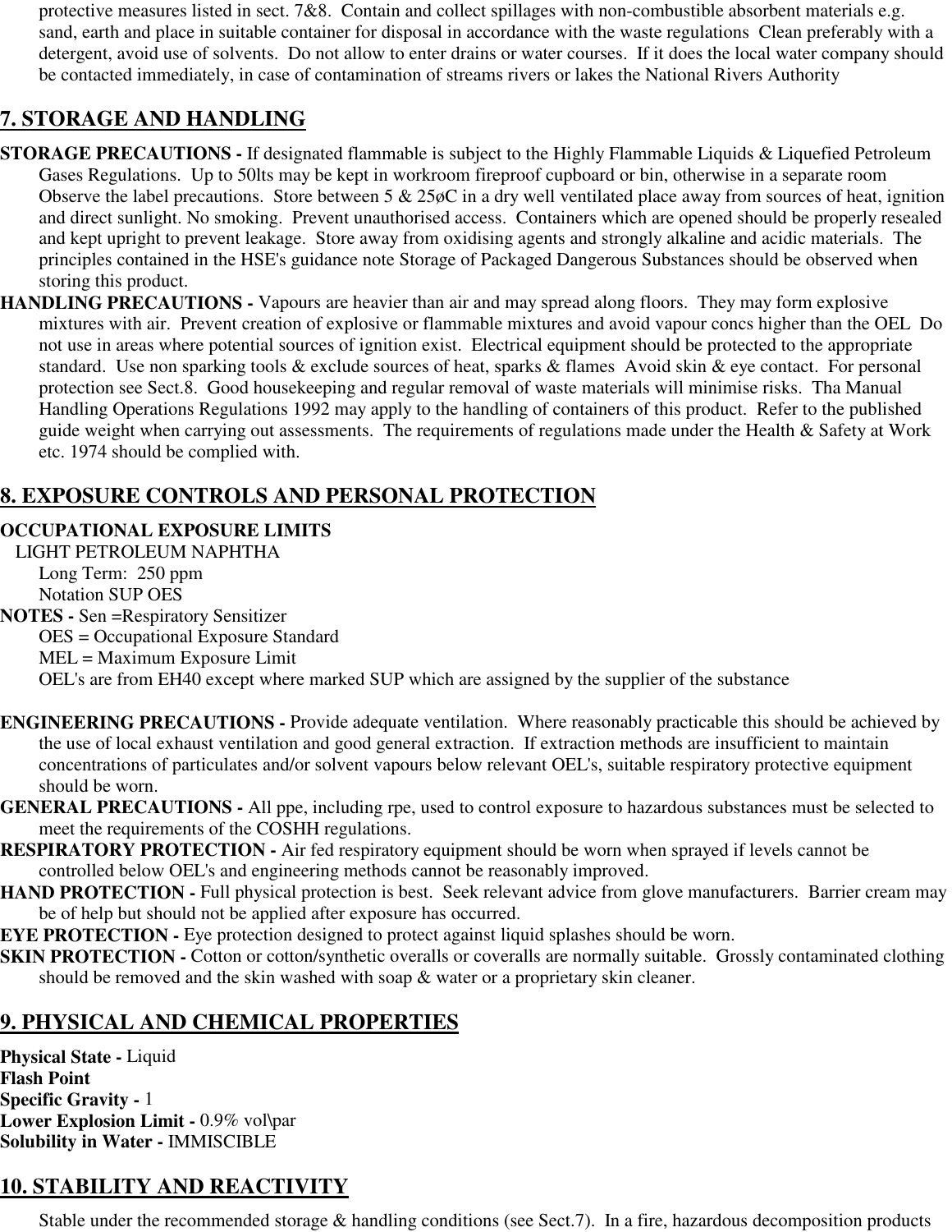protective measures listed in sect. 7&8. Contain and collect spillages with non-combustible absorbent materials e.g. sand, earth and place in suitable container for disposal in accordance with the waste regulations Clean preferably with a detergent, avoid use of solvents. Do not allow to enter drains or water courses. If it does the local water company should be contacted immediately, in case of contamination of streams rivers or lakes the National Rivers Authority

## 7. STORAGE AND HANDLING

**STORAGE PRECAUTIONS -** If designated flammable is subject to the Highly Flammable Liquids & Liquefied Petroleum Gases Regulations. Up to 50lts may be kept in workroom fireproof cupboard or bin, otherwise in a separate room Observe the label precautions. Store between 5 & 25øC in a dry well ventilated place away from sources of heat, ignition and direct sunlight. No smoking. Prevent unauthorised access. Containers which are opened should be properly resealed and kept upright to prevent leakage. Store away from oxidising agents and strongly alkaline and acidic materials. The principles contained in the HSE's guidance note Storage of Packaged Dangerous Substances should be observed when storing this product.

**HANDLING PRECAUTIONS -** Vapours are heavier than air and may spread along floors. They may form explosive mixtures with air. Prevent creation of explosive or flammable mixtures and avoid vapour concs higher than the OEL Do not use in areas where potential sources of ignition exist. Electrical equipment should be protected to the appropriate standard. Use non sparking tools & exclude sources of heat, sparks & flames Avoid skin & eye contact. For personal protection see Sect.8. Good housekeeping and regular removal of waste materials will minimise risks. Tha Manual Handling Operations Regulations 1992 may apply to the handling of containers of this product. Refer to the published guide weight when carrying out assessments. The requirements of regulations made under the Health & Safety at Work etc. 1974 should be complied with.

## 8. EXPOSURE CONTROLS AND PERSONAL PROTECTION

**OCCUPATIONAL EXPOSURE LIMITS**

LIGHT PETROLEUM NAPHTHA
Long Term: 250 ppm
Notation SUP OES

**NOTES -** Sen =Respiratory Sensitizer
OES = Occupational Exposure Standard
MEL = Maximum Exposure Limit
OEL's are from EH40 except where marked SUP which are assigned by the supplier of the substance

**ENGINEERING PRECAUTIONS -** Provide adequate ventilation. Where reasonably practicable this should be achieved by the use of local exhaust ventilation and good general extraction. If extraction methods are insufficient to maintain concentrations of particulates and/or solvent vapours below relevant OEL's, suitable respiratory protective equipment should be worn.

**GENERAL PRECAUTIONS -** All ppe, including rpe, used to control exposure to hazardous substances must be selected to meet the requirements of the COSHH regulations.

**RESPIRATORY PROTECTION -** Air fed respiratory equipment should be worn when sprayed if levels cannot be controlled below OEL's and engineering methods cannot be reasonably improved.

**HAND PROTECTION -** Full physical protection is best. Seek relevant advice from glove manufacturers. Barrier cream may be of help but should not be applied after exposure has occurred.

**EYE PROTECTION -** Eye protection designed to protect against liquid splashes should be worn.

**SKIN PROTECTION -** Cotton or cotton/synthetic overalls or coveralls are normally suitable. Grossly contaminated clothing should be removed and the skin washed with soap & water or a proprietary skin cleaner.

## 9. PHYSICAL AND CHEMICAL PROPERTIES

**Physical State -** Liquid
**Flash Point**
**Specific Gravity -** 1
**Lower Explosion Limit -** 0.9% vol\par
**Solubility in Water -** IMMISCIBLE

## 10. STABILITY AND REACTIVITY

Stable under the recommended storage & handling conditions (see Sect.7). In a fire, hazardous decomposition products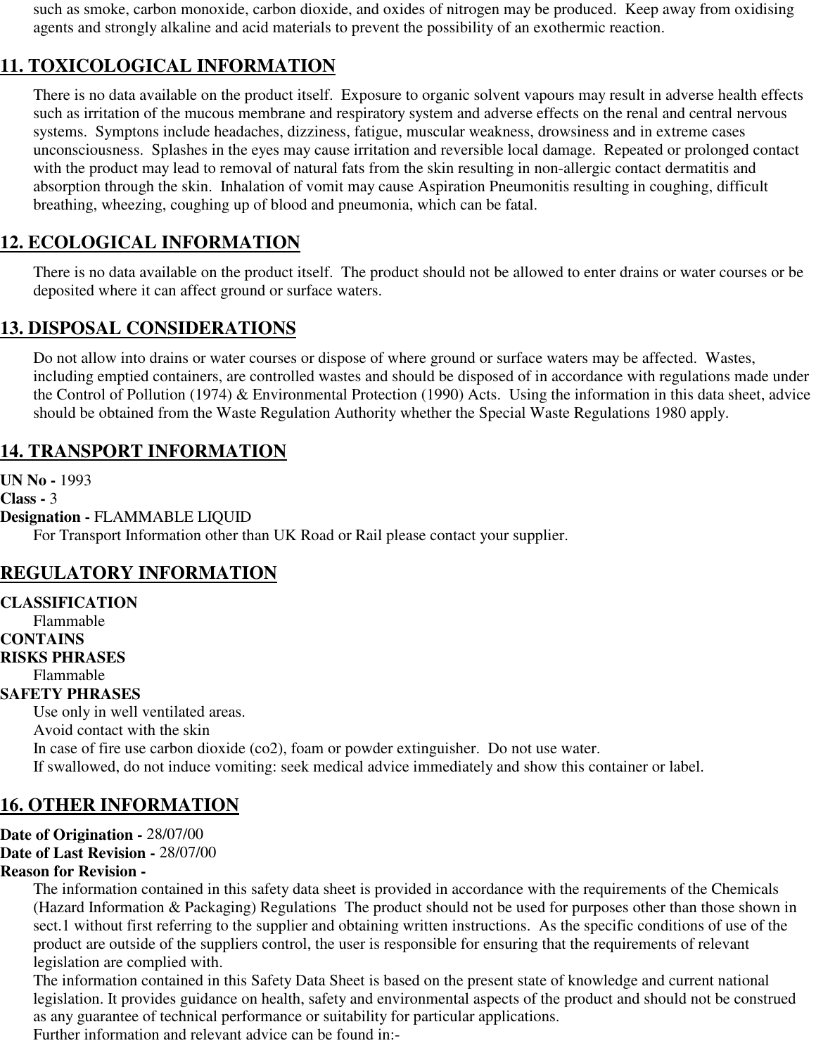such as smoke, carbon monoxide, carbon dioxide, and oxides of nitrogen may be produced. Keep away from oxidising agents and strongly alkaline and acid materials to prevent the possibility of an exothermic reaction.

## 11. TOXICOLOGICAL INFORMATION

There is no data available on the product itself. Exposure to organic solvent vapours may result in adverse health effects such as irritation of the mucous membrane and respiratory system and adverse effects on the renal and central nervous systems. Symptons include headaches, dizziness, fatigue, muscular weakness, drowsiness and in extreme cases unconsciousness. Splashes in the eyes may cause irritation and reversible local damage. Repeated or prolonged contact with the product may lead to removal of natural fats from the skin resulting in non-allergic contact dermatitis and absorption through the skin. Inhalation of vomit may cause Aspiration Pneumonitis resulting in coughing, difficult breathing, wheezing, coughing up of blood and pneumonia, which can be fatal.

## 12. ECOLOGICAL INFORMATION

There is no data available on the product itself. The product should not be allowed to enter drains or water courses or be deposited where it can affect ground or surface waters.

## 13. DISPOSAL CONSIDERATIONS

Do not allow into drains or water courses or dispose of where ground or surface waters may be affected. Wastes, including emptied containers, are controlled wastes and should be disposed of in accordance with regulations made under the Control of Pollution (1974) & Environmental Protection (1990) Acts. Using the information in this data sheet, advice should be obtained from the Waste Regulation Authority whether the Special Waste Regulations 1980 apply.

## 14. TRANSPORT INFORMATION

**UN No -** 1993
**Class -** 3
**Designation -** FLAMMABLE LIQUID
For Transport Information other than UK Road or Rail please contact your supplier.

## REGULATORY INFORMATION

**CLASSIFICATION**
Flammable
**CONTAINS**
**RISKS PHRASES**
Flammable
**SAFETY PHRASES**
Use only in well ventilated areas.
Avoid contact with the skin
In case of fire use carbon dioxide (co2), foam or powder extinguisher. Do not use water.
If swallowed, do not induce vomiting: seek medical advice immediately and show this container or label.

## 16. OTHER INFORMATION

**Date of Origination -** 28/07/00
**Date of Last Revision -** 28/07/00
**Reason for Revision -**
The information contained in this safety data sheet is provided in accordance with the requirements of the Chemicals (Hazard Information & Packaging) Regulations The product should not be used for purposes other than those shown in sect.1 without first referring to the supplier and obtaining written instructions. As the specific conditions of use of the product are outside of the suppliers control, the user is responsible for ensuring that the requirements of relevant legislation are complied with.
The information contained in this Safety Data Sheet is based on the present state of knowledge and current national legislation. It provides guidance on health, safety and environmental aspects of the product and should not be construed as any guarantee of technical performance or suitability for particular applications.
Further information and relevant advice can be found in:-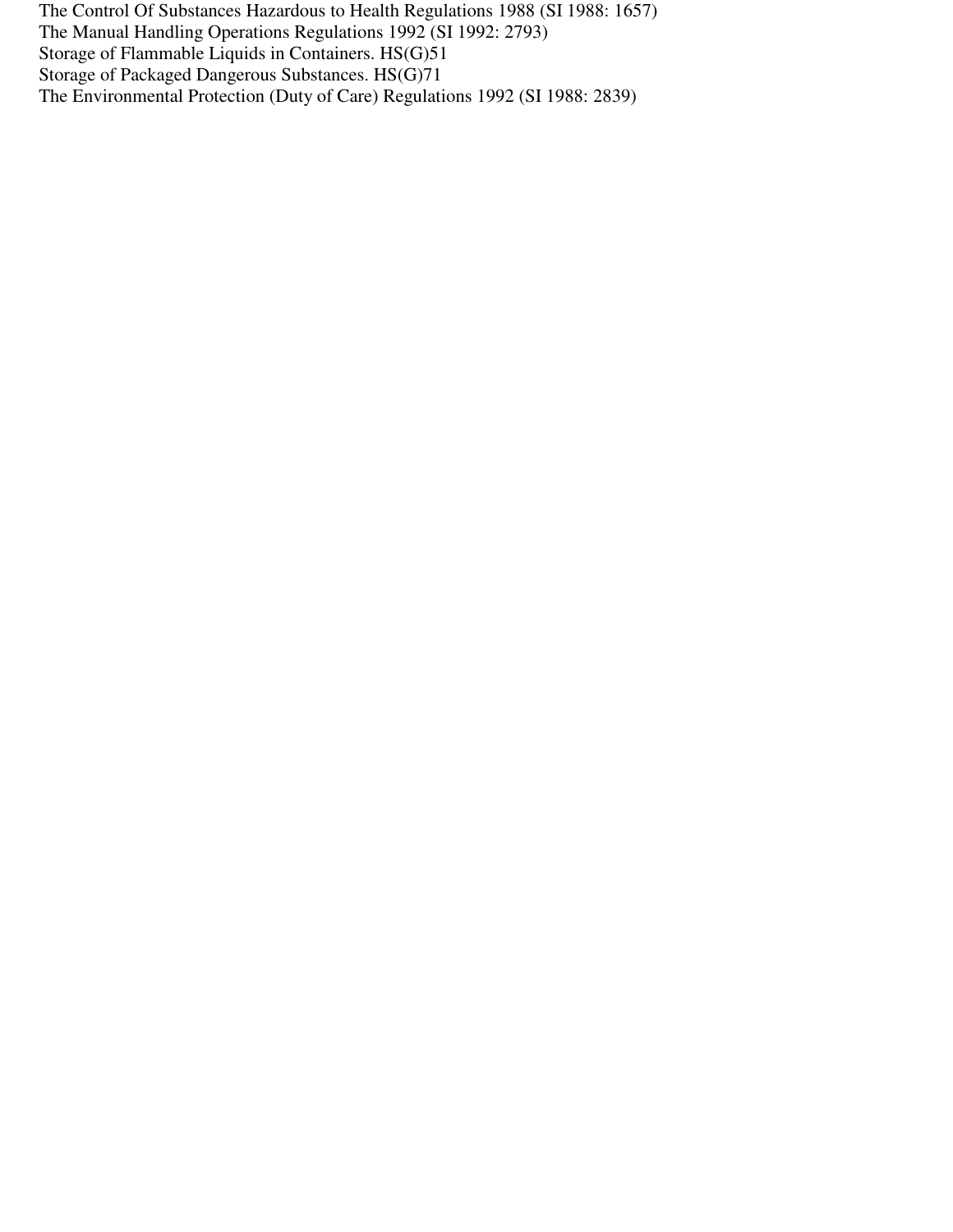The Control Of Substances Hazardous to Health Regulations 1988 (SI 1988: 1657)
The Manual Handling Operations Regulations 1992 (SI 1992: 2793)
Storage of Flammable Liquids in Containers. HS(G)51
Storage of Packaged Dangerous Substances. HS(G)71
The Environmental Protection (Duty of Care) Regulations 1992 (SI 1988: 2839)